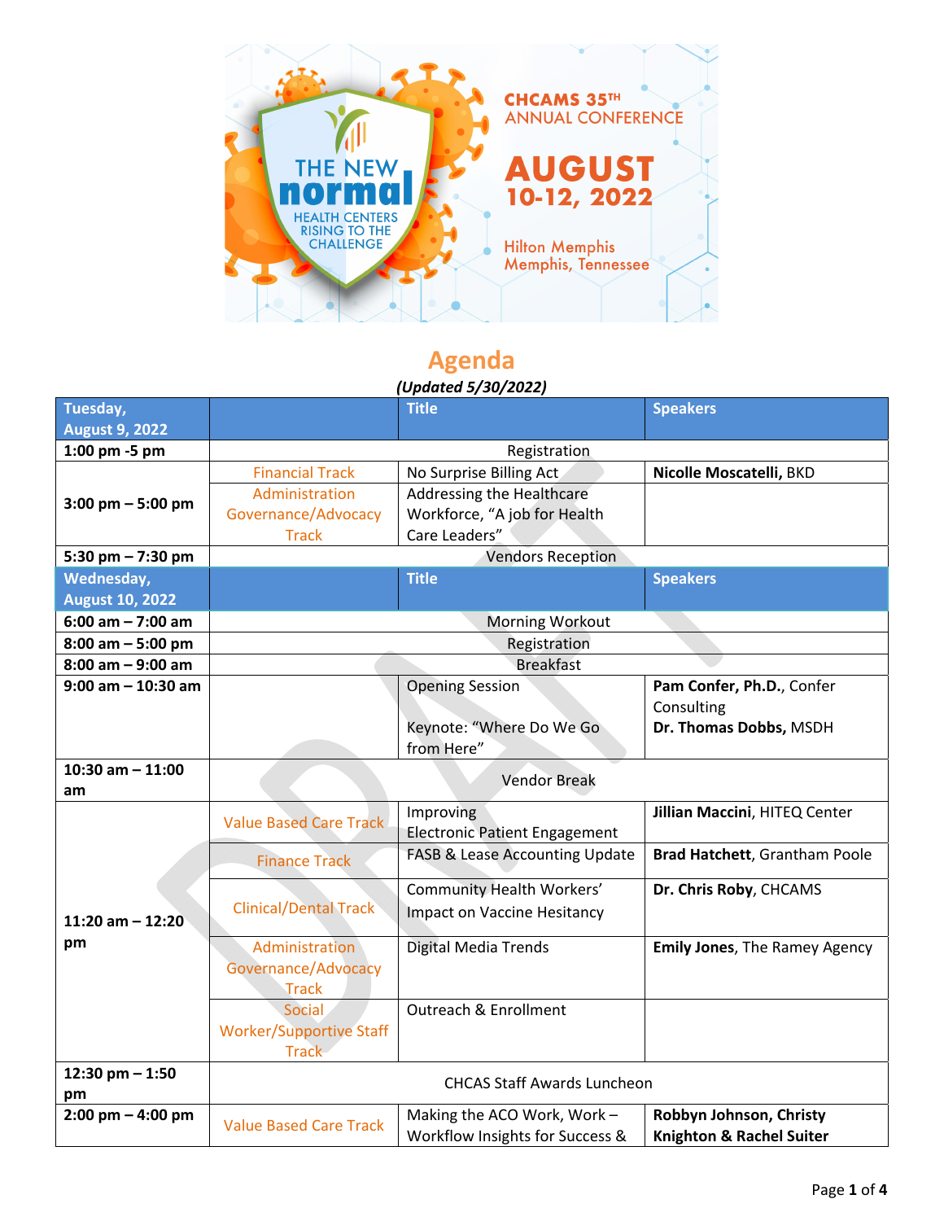CHCAMS 35TH ANNUAL CONFERENCE

THE NEW normal HEALTH CENTERS RISING TO THE CHALLENGE

AUGUST 10-12, 2022

Hilton Memphis
Memphis, Tennessee

# Agenda

*(Updated 5/30/2022)*

| Tuesday, August 9, 2022 | | Title | Speakers |
|---|---|---|---|
| 1:00 pm -5 pm | Registration | | |
| 3:00 pm – 5:00 pm | Financial Track | No Surprise Billing Act | **Nicolle Moscatelli,** BKD |
| | Administration Governance/Advocacy Track | Addressing the Healthcare Workforce, "A job for Health Care Leaders" | |
| 5:30 pm – 7:30 pm | Vendors Reception | | |
| **Wednesday, August 10, 2022** | | **Title** | **Speakers** |
| 6:00 am – 7:00 am | Morning Workout | | |
| 8:00 am – 5:00 pm | Registration | | |
| 8:00 am – 9:00 am | Breakfast | | |
| 9:00 am – 10:30 am | | Opening Session<br><br>Keynote: "Where Do We Go from Here" | **Pam Confer, Ph.D.**, Confer Consulting<br>**Dr. Thomas Dobbs,** MSDH |
| 10:30 am – 11:00 am | Vendor Break | | |
| 11:20 am – 12:20 pm | Value Based Care Track | Improving Electronic Patient Engagement | **Jillian Maccini**, HITEQ Center |
| | Finance Track | FASB & Lease Accounting Update | **Brad Hatchett**, Grantham Poole |
| | Clinical/Dental Track | Community Health Workers' Impact on Vaccine Hesitancy | **Dr. Chris Roby**, CHCAMS |
| | Administration Governance/Advocacy Track | Digital Media Trends | **Emily Jones**, The Ramey Agency |
| | Social Worker/Supportive Staff Track | Outreach & Enrollment | |
| 12:30 pm – 1:50 pm | CHCAS Staff Awards Luncheon | | |
| 2:00 pm – 4:00 pm | Value Based Care Track | Making the ACO Work, Work – Workflow Insights for Success & | **Robbyn Johnson, Christy Knighton & Rachel Suiter** |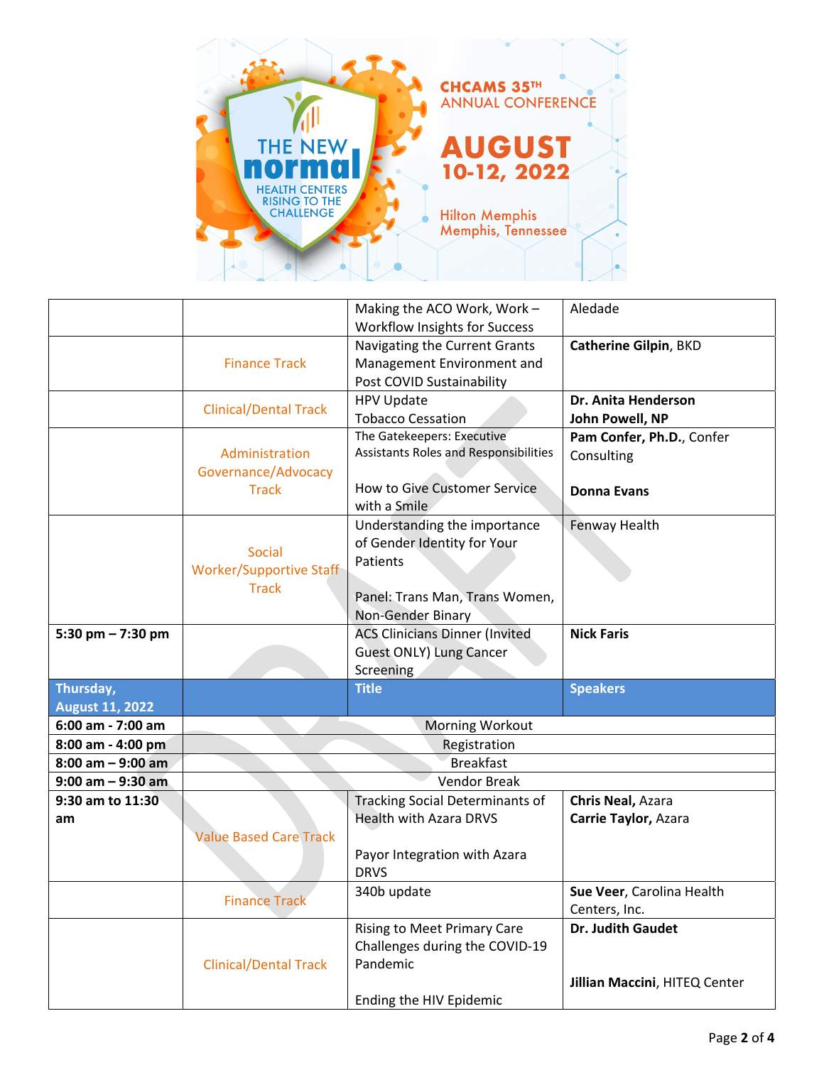| | | | |
|---|---|---|---|
| | | Making the ACO Work, Work – Workflow Insights for Success | Aledade |
| | Finance Track | Navigating the Current Grants Management Environment and Post COVID Sustainability | **Catherine Gilpin**, BKD |
| | Clinical/Dental Track | HPV Update<br>Tobacco Cessation | **Dr. Anita Henderson**<br>**John Powell, NP** |
| | Administration Governance/Advocacy Track | The Gatekeepers: Executive Assistants Roles and Responsibilities<br><br>How to Give Customer Service with a Smile | **Pam Confer, Ph.D.**, Confer Consulting<br><br>**Donna Evans** |
| | Social Worker/Supportive Staff Track | Understanding the importance of Gender Identity for Your Patients<br><br>Panel: Trans Man, Trans Women, Non-Gender Binary | Fenway Health |
| **5:30 pm – 7:30 pm** | | ACS Clinicians Dinner (Invited Guest ONLY) Lung Cancer Screening | **Nick Faris** |
| **Thursday, August 11, 2022** | | **Title** | **Speakers** |
| **6:00 am - 7:00 am** | | Morning Workout | |
| **8:00 am - 4:00 pm** | | Registration | |
| **8:00 am – 9:00 am** | | Breakfast | |
| **9:00 am – 9:30 am** | | Vendor Break | |
| **9:30 am to 11:30 am** | Value Based Care Track | Tracking Social Determinants of Health with Azara DRVS<br><br>Payor Integration with Azara DRVS | **Chris Neal,** Azara<br>**Carrie Taylor,** Azara |
| | Finance Track | 340b update | **Sue Veer**, Carolina Health Centers, Inc. |
| | Clinical/Dental Track | Rising to Meet Primary Care Challenges during the COVID-19 Pandemic<br><br>Ending the HIV Epidemic | **Dr. Judith Gaudet**<br><br>**Jillian Maccini**, HITEQ Center |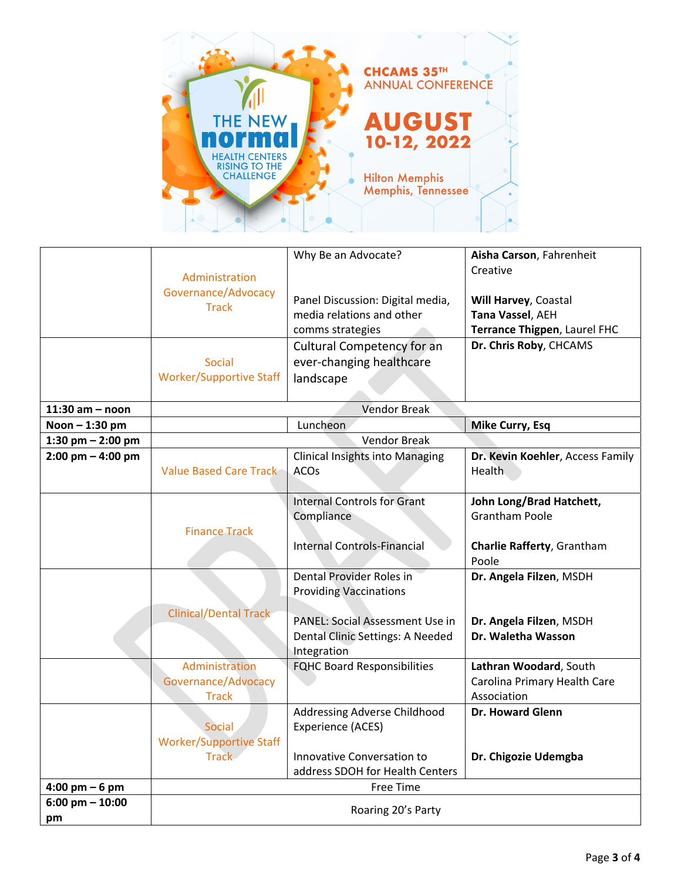CHCAMS 35TH ANNUAL CONFERENCE

THE NEW normal HEALTH CENTERS RISING TO THE CHALLENGE

AUGUST 10-12, 2022

Hilton Memphis
Memphis, Tennessee

| | | | |
|---|---|---|---|
| | Administration Governance/Advocacy Track | Why Be an Advocate?<br><br>Panel Discussion: Digital media, media relations and other comms strategies | **Aisha Carson**, Fahrenheit Creative<br><br>**Will Harvey**, Coastal<br>**Tana Vassel**, AEH<br>**Terrance Thigpen**, Laurel FHC |
| | Social Worker/Supportive Staff | Cultural Competency for an ever-changing healthcare landscape | **Dr. Chris Roby**, CHCAMS |
| **11:30 am – noon** | Vendor Break | | |
| **Noon – 1:30 pm** | | Luncheon | **Mike Curry, Esq** |
| **1:30 pm – 2:00 pm** | Vendor Break | | |
| **2:00 pm – 4:00 pm** | Value Based Care Track | Clinical Insights into Managing ACOs | **Dr. Kevin Koehler**, Access Family Health |
| | Finance Track | Internal Controls for Grant Compliance<br><br>Internal Controls-Financial | **John Long/Brad Hatchett,** Grantham Poole<br><br>**Charlie Rafferty**, Grantham Poole |
| | Clinical/Dental Track | Dental Provider Roles in Providing Vaccinations<br><br>PANEL: Social Assessment Use in Dental Clinic Settings: A Needed Integration | **Dr. Angela Filzen**, MSDH<br><br>**Dr. Angela Filzen**, MSDH<br>**Dr. Waletha Wasson** |
| | Administration Governance/Advocacy Track | FQHC Board Responsibilities | **Lathran Woodard**, South Carolina Primary Health Care Association |
| | Social Worker/Supportive Staff Track | Addressing Adverse Childhood Experience (ACES)<br><br>Innovative Conversation to address SDOH for Health Centers | **Dr. Howard Glenn**<br><br>**Dr. Chigozie Udemgba** |
| **4:00 pm – 6 pm** | Free Time | | |
| **6:00 pm – 10:00 pm** | Roaring 20's Party | | |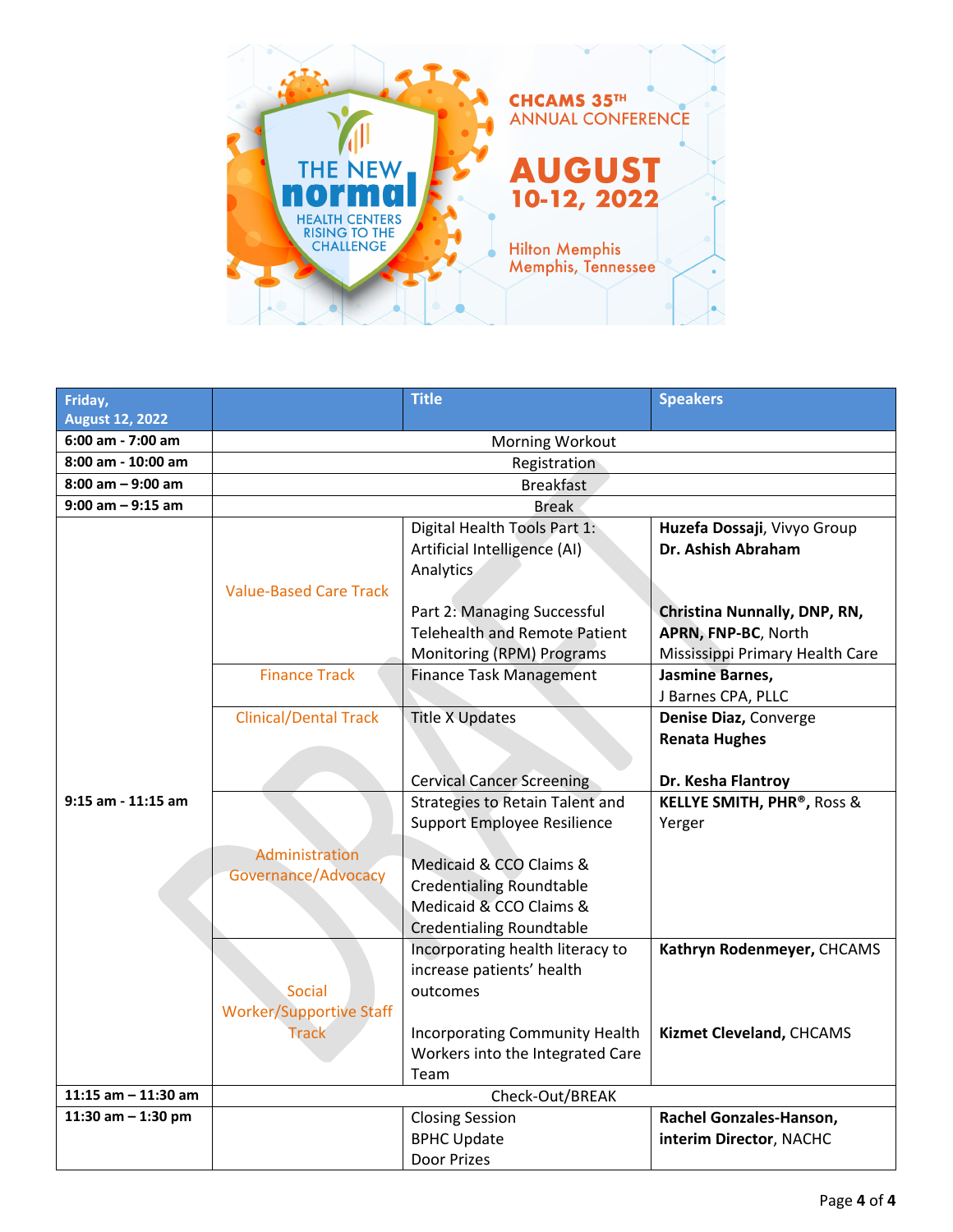CHCAMS 35TH ANNUAL CONFERENCE

AUGUST 10-12, 2022

Hilton Memphis
Memphis, Tennessee

THE NEW normal
HEALTH CENTERS RISING TO THE CHALLENGE

| Friday, August 12, 2022 | | Title | Speakers |
|---|---|---|---|
| 6:00 am - 7:00 am | Morning Workout | | |
| 8:00 am - 10:00 am | Registration | | |
| 8:00 am – 9:00 am | Breakfast | | |
| 9:00 am – 9:15 am | Break | | |
| 9:15 am - 11:15 am | Value-Based Care Track | Digital Health Tools Part 1: Artificial Intelligence (AI) Analytics<br><br>Part 2: Managing Successful Telehealth and Remote Patient Monitoring (RPM) Programs | **Huzefa Dossaji**, Vivyo Group<br>**Dr. Ashish Abraham**<br><br>**Christina Nunnally, DNP, RN, APRN, FNP-BC**, North Mississippi Primary Health Care |
| | Finance Track | Finance Task Management | **Jasmine Barnes,**<br>J Barnes CPA, PLLC |
| | Clinical/Dental Track | Title X Updates<br><br>Cervical Cancer Screening | **Denise Diaz**, Converge<br>**Renata Hughes**<br><br>**Dr. Kesha Flantroy** |
| | Administration Governance/Advocacy | Strategies to Retain Talent and Support Employee Resilience<br><br>Medicaid & CCO Claims & Credentialing Roundtable<br>Medicaid & CCO Claims & Credentialing Roundtable | **KELLYE SMITH, PHR®,** Ross & Yerger |
| | Social Worker/Supportive Staff Track | Incorporating health literacy to increase patients' health outcomes<br><br>Incorporating Community Health Workers into the Integrated Care Team | **Kathryn Rodenmeyer,** CHCAMS<br><br>**Kizmet Cleveland,** CHCAMS |
| 11:15 am – 11:30 am | Check-Out/BREAK | | |
| 11:30 am – 1:30 pm | | Closing Session<br>BPHC Update<br>Door Prizes | **Rachel Gonzales-Hanson, interim Director**, NACHC |